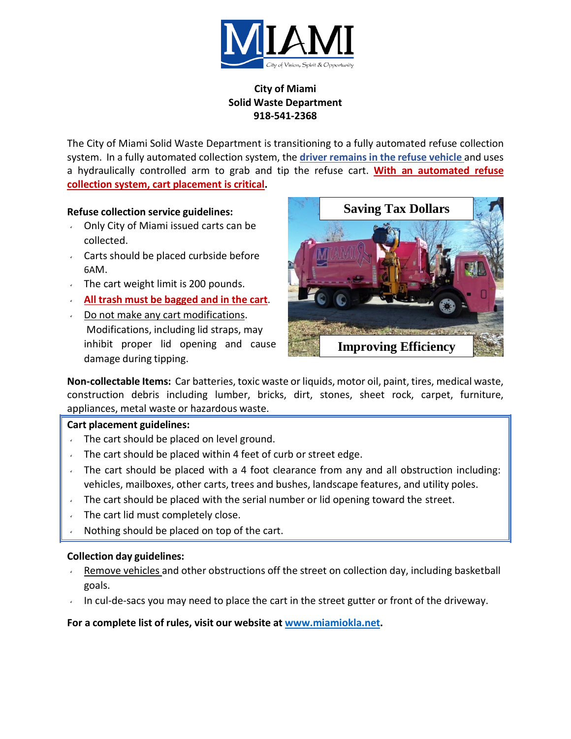**City of Miami**
**Solid Waste Department**
**918-541-2368**

The City of Miami Solid Waste Department is transitioning to a fully automated refuse collection system. In a fully automated collection system, the **driver remains in the refuse vehicle** and uses a hydraulically controlled arm to grab and tip the refuse cart. **With an automated refuse collection system, cart placement is critical.**

**Refuse collection service guidelines:**

- Only City of Miami issued carts can be collected.
- Carts should be placed curbside before 6AM.
- The cart weight limit is 200 pounds.
- **All trash must be bagged and in the cart.**
- Do not make any cart modifications. Modifications, including lid straps, may inhibit proper lid opening and cause damage during tipping.

**Non-collectable Items:** Car batteries, toxic waste or liquids, motor oil, paint, tires, medical waste, construction debris including lumber, bricks, dirt, stones, sheet rock, carpet, furniture, appliances, metal waste or hazardous waste.

**Cart placement guidelines:**

- The cart should be placed on level ground.
- The cart should be placed within 4 feet of curb or street edge.
- The cart should be placed with a 4 foot clearance from any and all obstruction including: vehicles, mailboxes, other carts, trees and bushes, landscape features, and utility poles.
- The cart should be placed with the serial number or lid opening toward the street.
- The cart lid must completely close.
- Nothing should be placed on top of the cart.

**Collection day guidelines:**

- Remove vehicles and other obstructions off the street on collection day, including basketball goals.
- In cul-de-sacs you may need to place the cart in the street gutter or front of the driveway.

**For a complete list of rules, visit our website at www.miamiokla.net.**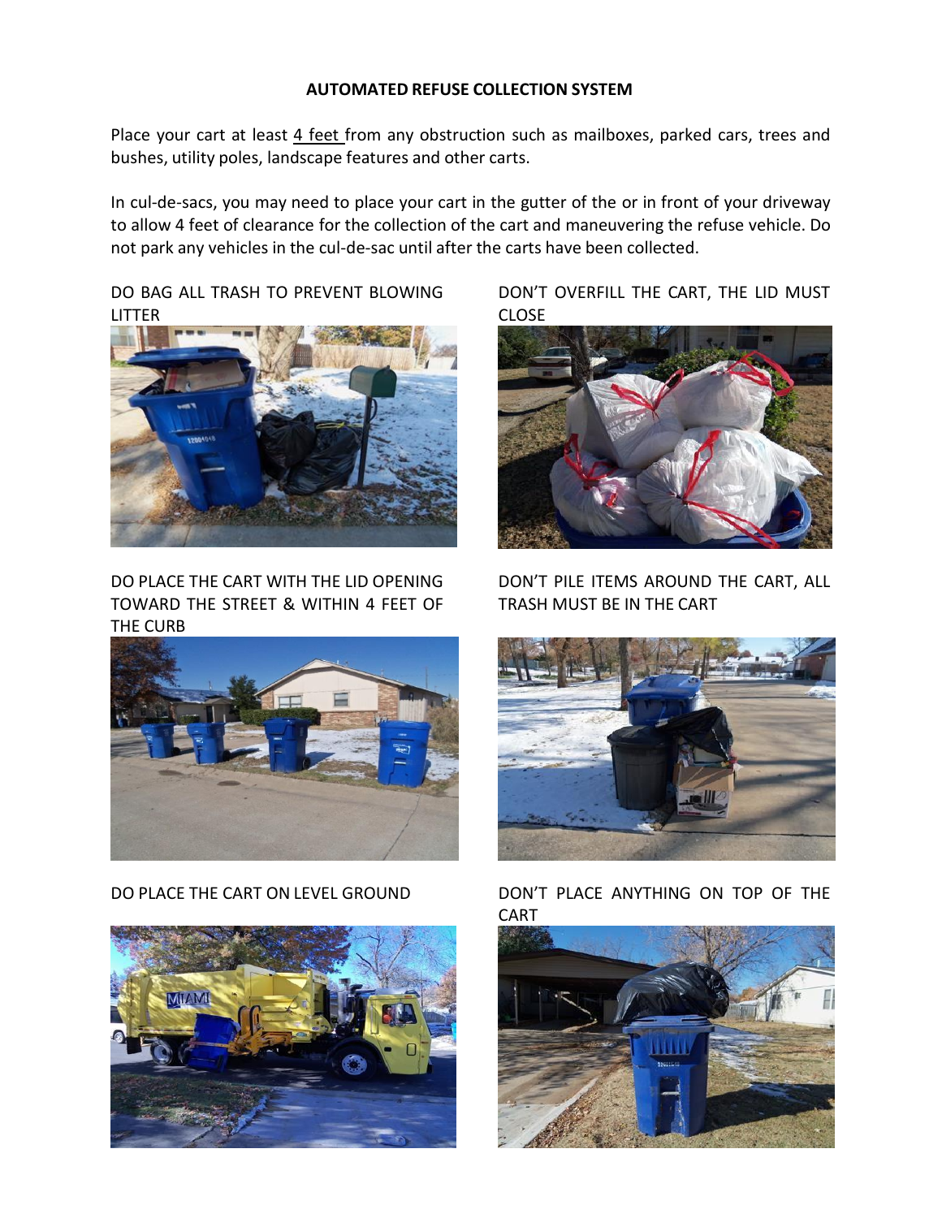**AUTOMATED REFUSE COLLECTION SYSTEM**

Place your cart at least 4 feet from any obstruction such as mailboxes, parked cars, trees and bushes, utility poles, landscape features and other carts.

In cul-de-sacs, you may need to place your cart in the gutter of the or in front of your driveway to allow 4 feet of clearance for the collection of the cart and maneuvering the refuse vehicle. Do not park any vehicles in the cul-de-sac until after the carts have been collected.

DO BAG ALL TRASH TO PREVENT BLOWING LITTER

DON'T OVERFILL THE CART, THE LID MUST CLOSE

DO PLACE THE CART WITH THE LID OPENING TOWARD THE STREET & WITHIN 4 FEET OF THE CURB

DON'T PILE ITEMS AROUND THE CART, ALL TRASH MUST BE IN THE CART

DO PLACE THE CART ON LEVEL GROUND

DON'T PLACE ANYTHING ON TOP OF THE CART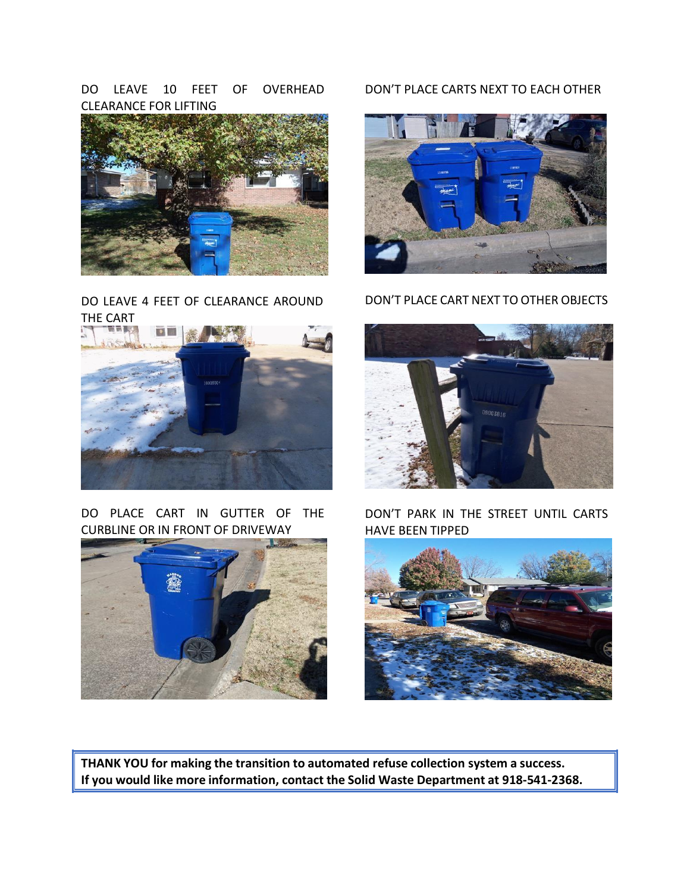DO LEAVE 10 FEET OF OVERHEAD CLEARANCE FOR LIFTING

DON'T PLACE CARTS NEXT TO EACH OTHER

DO LEAVE 4 FEET OF CLEARANCE AROUND THE CART

DON'T PLACE CART NEXT TO OTHER OBJECTS

DO PLACE CART IN GUTTER OF THE CURBLINE OR IN FRONT OF DRIVEWAY

DON'T PARK IN THE STREET UNTIL CARTS HAVE BEEN TIPPED

**THANK YOU for making the transition to automated refuse collection system a success.**
**If you would like more information, contact the Solid Waste Department at 918-541-2368.**